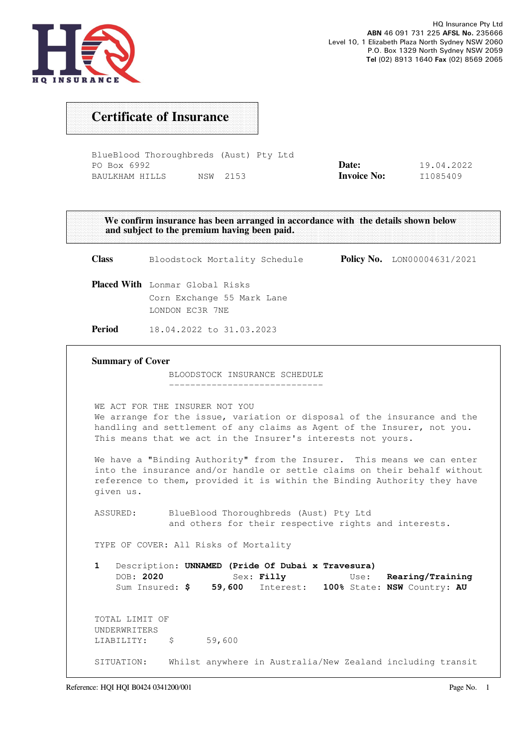HQ INSURANCE

HQ Insurance Pty Ltd
**ABN** 46 091 731 225 **AFSL No.** 235666
Level 10, 1 Elizabeth Plaza North Sydney NSW 2060
P.O. Box 1329 North Sydney NSW 2059
**Tel** (02) 8913 1640 **Fax** (02) 8569 2065

# Certificate of Insurance

BlueBlood Thoroughbreds (Aust) Pty Ltd
PO Box 6992
BAULKHAM HILLS NSW 2153

**Date:** 19.04.2022
**Invoice No:** I1085409

**We confirm insurance has been arranged in accordance with the details shown below and subject to the premium having been paid.**

**Class** Bloodstock Mortality Schedule

**Policy No.** LON00004631/2021

**Placed With** Lonmar Global Risks
Corn Exchange 55 Mark Lane
LONDON EC3R 7NE

**Period** 18.04.2022 to 31.03.2023

## Summary of Cover

BLOODSTOCK INSURANCE SCHEDULE

WE ACT FOR THE INSURER NOT YOU
We arrange for the issue, variation or disposal of the insurance and the handling and settlement of any claims as Agent of the Insurer, not you. This means that we act in the Insurer's interests not yours.

We have a "Binding Authority" from the Insurer. This means we can enter into the insurance and/or handle or settle claims on their behalf without reference to them, provided it is within the Binding Authority they have given us.

ASSURED: BlueBlood Thoroughbreds (Aust) Pty Ltd and others for their respective rights and interests.

TYPE OF COVER: All Risks of Mortality

1 Description: **UNNAMED (Pride Of Dubai x Travesura)**
DOB: **2020** Sex: **Filly** Use: **Rearing/Training**
Sum Insured: **$ 59,600** Interest: **100%** State: **NSW** Country: **AU**

TOTAL LIMIT OF UNDERWRITERS LIABILITY: $ 59,600

SITUATION: Whilst anywhere in Australia/New Zealand including transit

Reference: HQI HQI B0424 0341200/001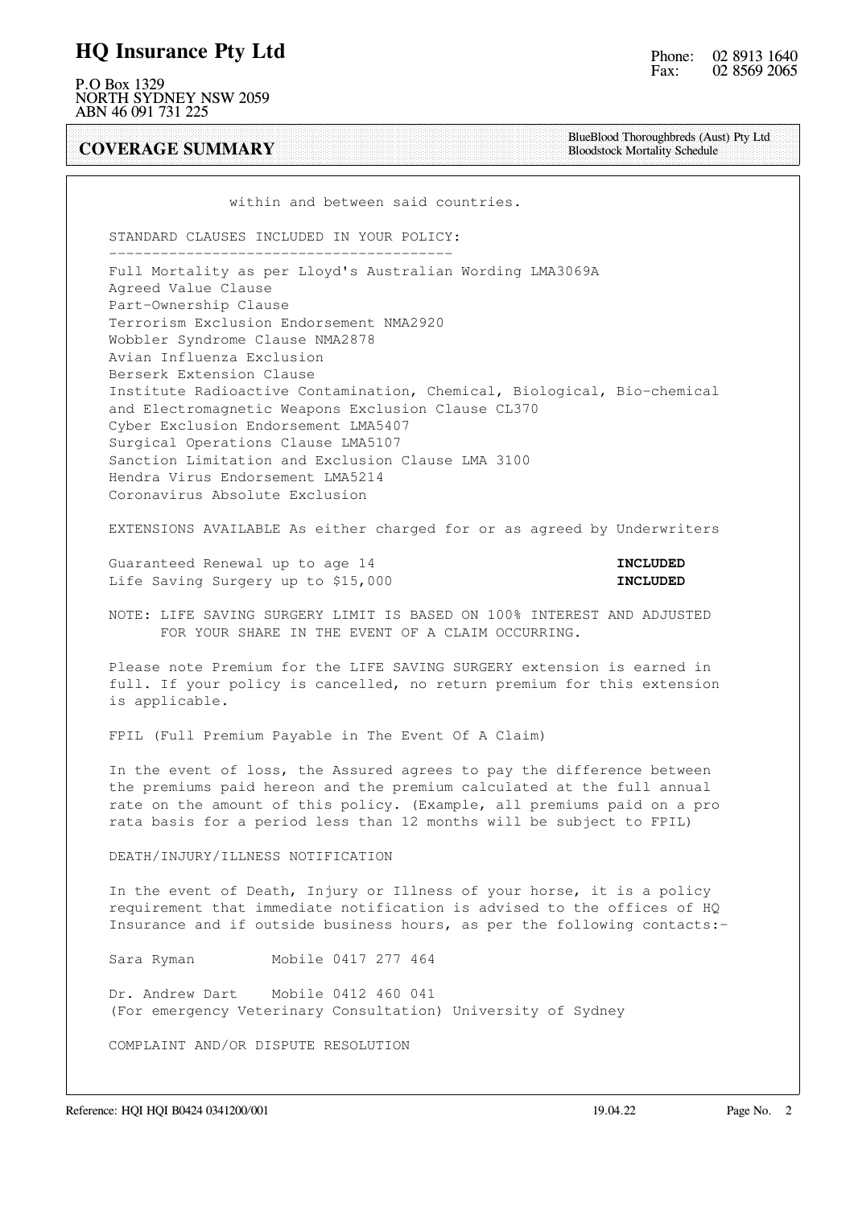within and between said countries.

STANDARD CLAUSES INCLUDED IN YOUR POLICY:

Full Mortality as per Lloyd's Australian Wording LMA3069A
Agreed Value Clause
Part-Ownership Clause
Terrorism Exclusion Endorsement NMA2920
Wobbler Syndrome Clause NMA2878
Avian Influenza Exclusion
Berserk Extension Clause
Institute Radioactive Contamination, Chemical, Biological, Bio-chemical and Electromagnetic Weapons Exclusion Clause CL370
Cyber Exclusion Endorsement LMA5407
Surgical Operations Clause LMA5107
Sanction Limitation and Exclusion Clause LMA 3100
Hendra Virus Endorsement LMA5214
Coronavirus Absolute Exclusion

EXTENSIONS AVAILABLE As either charged for or as agreed by Underwriters

| | |
|---|---|
| Guaranteed Renewal up to age 14 | **INCLUDED** |
| Life Saving Surgery up to $15,000 | **INCLUDED** |

NOTE: LIFE SAVING SURGERY LIMIT IS BASED ON 100% INTEREST AND ADJUSTED FOR YOUR SHARE IN THE EVENT OF A CLAIM OCCURRING.

Please note Premium for the LIFE SAVING SURGERY extension is earned in full. If your policy is cancelled, no return premium for this extension is applicable.

FPIL (Full Premium Payable in The Event Of A Claim)

In the event of loss, the Assured agrees to pay the difference between the premiums paid hereon and the premium calculated at the full annual rate on the amount of this policy. (Example, all premiums paid on a pro rata basis for a period less than 12 months will be subject to FPIL)

DEATH/INJURY/ILLNESS NOTIFICATION

In the event of Death, Injury or Illness of your horse, it is a policy requirement that immediate notification is advised to the offices of HQ Insurance and if outside business hours, as per the following contacts:-

Sara Ryman Mobile 0417 277 464

Dr. Andrew Dart Mobile 0412 460 041
(For emergency Veterinary Consultation) University of Sydney

COMPLAINT AND/OR DISPUTE RESOLUTION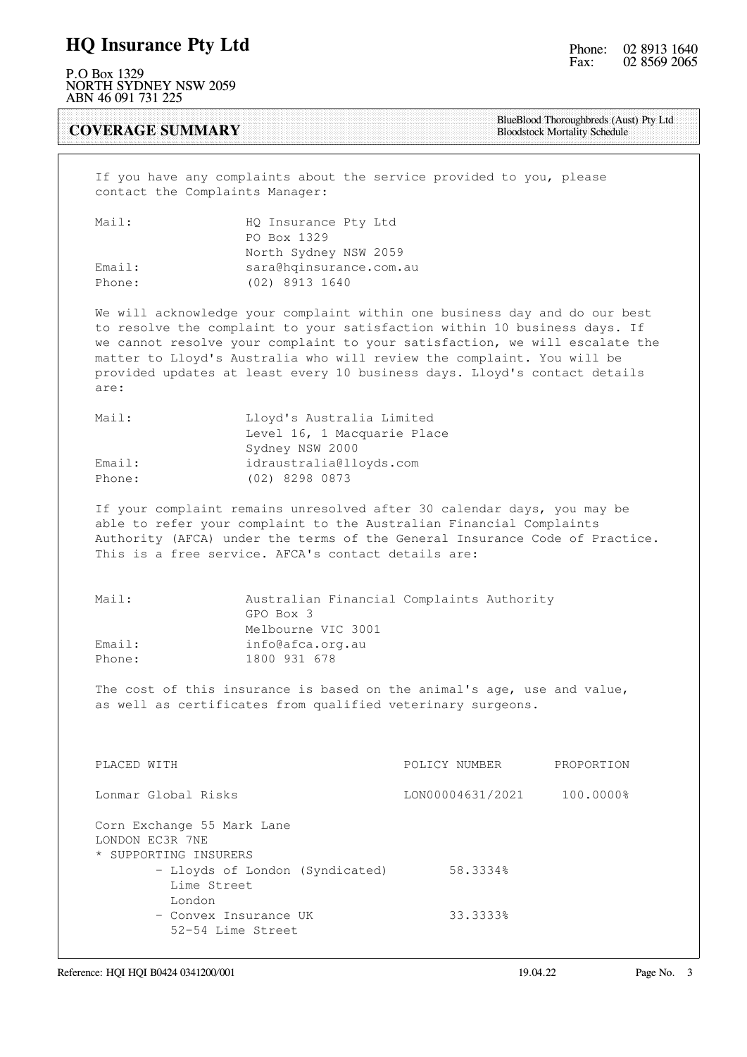## COVERAGE SUMMARY

BlueBlood Thoroughbreds (Aust) Pty Ltd
Bloodstock Mortality Schedule

If you have any complaints about the service provided to you, please contact the Complaints Manager:

| | |
|---|---|
| Mail: | HQ Insurance Pty Ltd<br>PO Box 1329<br>North Sydney NSW 2059 |
| Email: | sara@hqinsurance.com.au |
| Phone: | (02) 8913 1640 |

We will acknowledge your complaint within one business day and do our best to resolve the complaint to your satisfaction within 10 business days. If we cannot resolve your complaint to your satisfaction, we will escalate the matter to Lloyd's Australia who will review the complaint. You will be provided updates at least every 10 business days. Lloyd's contact details are:

| | |
|---|---|
| Mail: | Lloyd's Australia Limited<br>Level 16, 1 Macquarie Place<br>Sydney NSW 2000 |
| Email: | idraustralia@lloyds.com |
| Phone: | (02) 8298 0873 |

If your complaint remains unresolved after 30 calendar days, you may be able to refer your complaint to the Australian Financial Complaints Authority (AFCA) under the terms of the General Insurance Code of Practice. This is a free service. AFCA's contact details are:

| | |
|---|---|
| Mail: | Australian Financial Complaints Authority<br>GPO Box 3<br>Melbourne VIC 3001 |
| Email: | info@afca.org.au |
| Phone: | 1800 931 678 |

The cost of this insurance is based on the animal's age, use and value, as well as certificates from qualified veterinary surgeons.

| PLACED WITH | POLICY NUMBER | PROPORTION |
|---|---|---|
| Lonmar Global Risks | LON00004631/2021 | 100.0000% |

Corn Exchange 55 Mark Lane
LONDON EC3R 7NE
* SUPPORTING INSURERS
  - Lloyds of London (Syndicated) 58.3334%
    Lime Street
    London
  - Convex Insurance UK 33.3333%
    52-54 Lime Street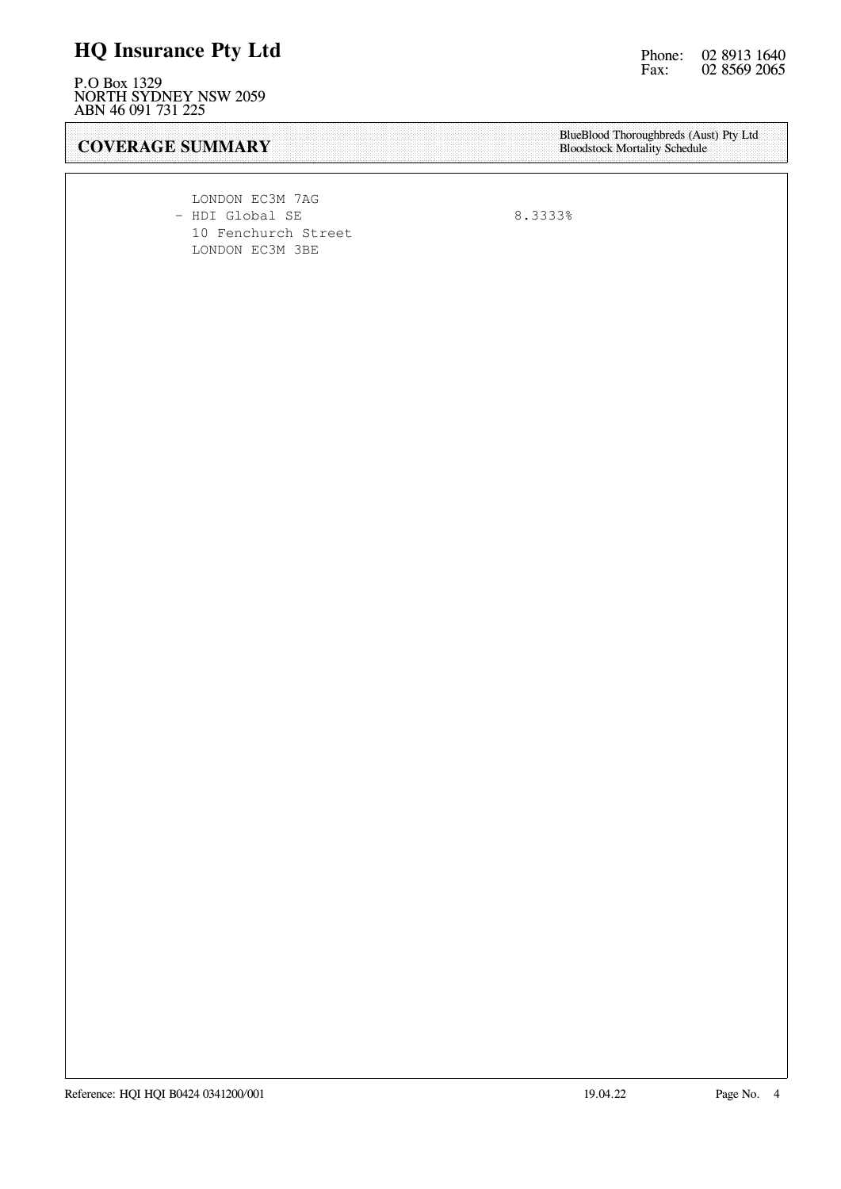# HQ Insurance Pty Ltd

P.O Box 1329
NORTH SYDNEY NSW 2059
ABN 46 091 731 225

Phone: 02 8913 1640
Fax: 02 8569 2065

## COVERAGE SUMMARY

BlueBlood Thoroughbreds (Aust) Pty Ltd
Bloodstock Mortality Schedule

LONDON EC3M 7AG

- HDI Global SE — 8.3333%
  10 Fenchurch Street
  LONDON EC3M 3BE

Reference: HQI HQI B0424 0341200/001 — 19.04.22